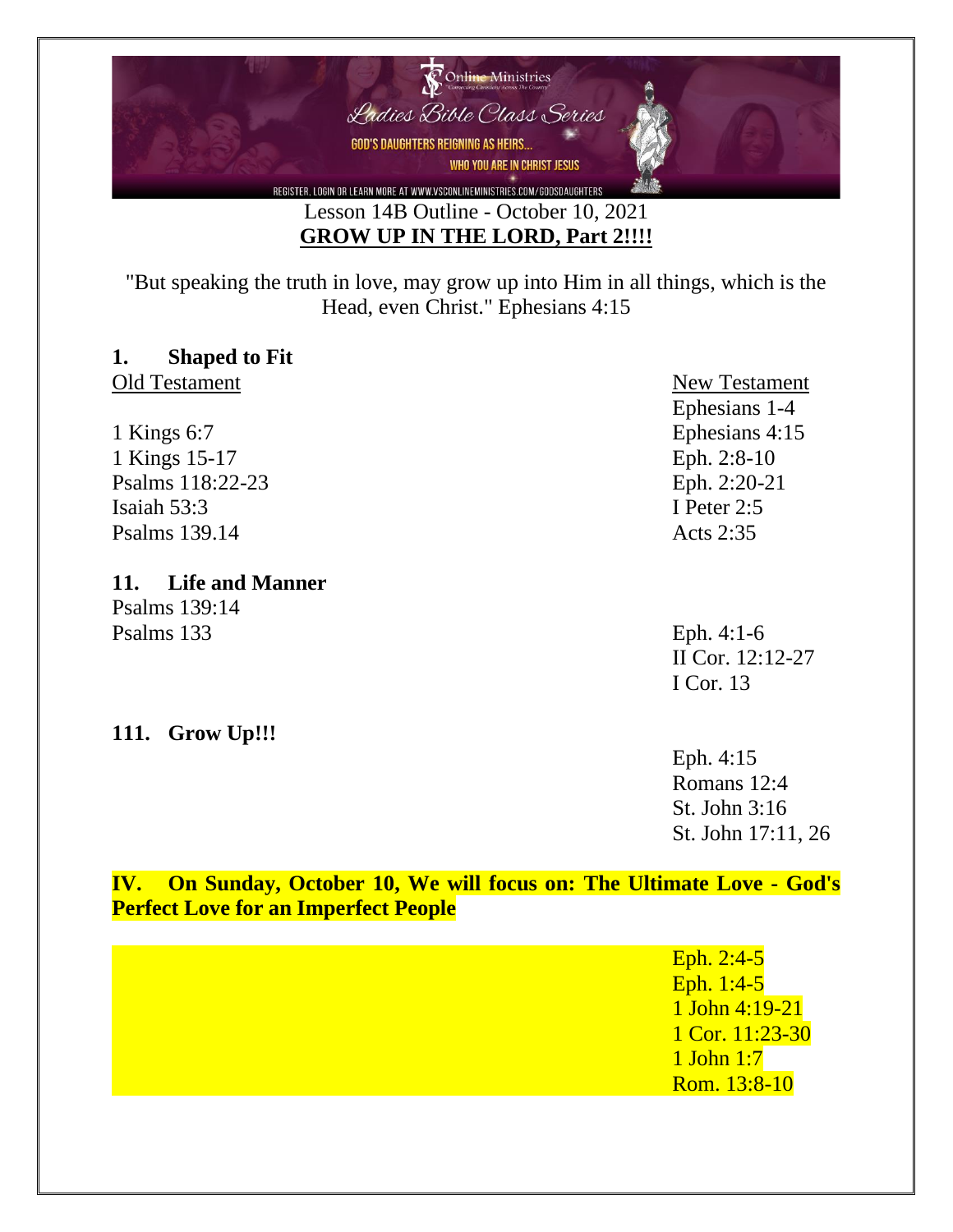Lesson 14B Outline - October 10, 2021

**GROW UP IN THE LORD, Part 2!!!!**

"But speaking the truth in love, may grow up into Him in all things, which is the Head, even Christ." Ephesians 4:15

## 1. Shaped to Fit

| Old Testament | New Testament |
|---|---|
| | Ephesians 1-4 |
| 1 Kings 6:7 | Ephesians 4:15 |
| 1 Kings 15-17 | Eph. 2:8-10 |
| Psalms 118:22-23 | Eph. 2:20-21 |
| Isaiah 53:3 | I Peter 2:5 |
| Psalms 139.14 | Acts 2:35 |

## 11. Life and Manner

Psalms 139:14

Psalms 133

Eph. 4:1-6

II Cor. 12:12-27

I Cor. 13

## 111. Grow Up!!!

Eph. 4:15

Romans 12:4

St. John 3:16

St. John 17:11, 26

## IV. On Sunday, October 10, We will focus on: The Ultimate Love - God's Perfect Love for an Imperfect People

Eph. 2:4-5

Eph. 1:4-5

1 John 4:19-21

1 Cor. 11:23-30

1 John 1:7

Rom. 13:8-10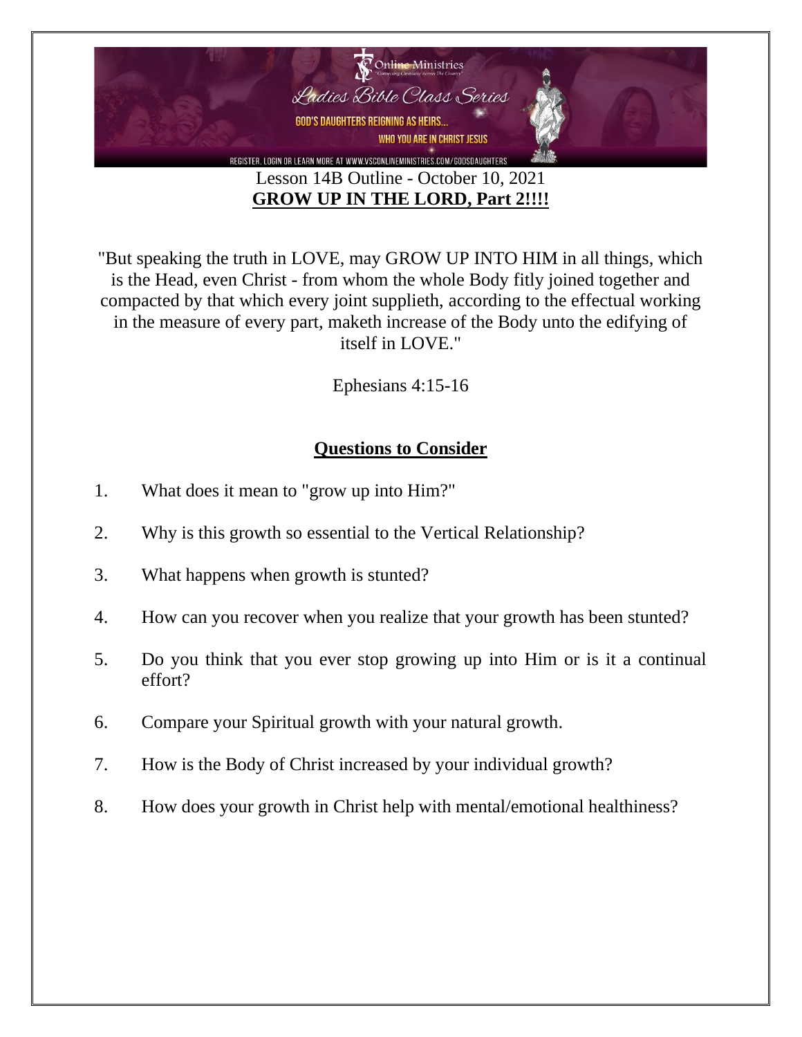Lesson 14B Outline - October 10, 2021

**GROW UP IN THE LORD, Part 2!!!!**

"But speaking the truth in LOVE, may GROW UP INTO HIM in all things, which is the Head, even Christ - from whom the whole Body fitly joined together and compacted by that which every joint supplieth, according to the effectual working in the measure of every part, maketh increase of the Body unto the edifying of itself in LOVE."

Ephesians 4:15-16

## Questions to Consider

1. What does it mean to "grow up into Him?"
2. Why is this growth so essential to the Vertical Relationship?
3. What happens when growth is stunted?
4. How can you recover when you realize that your growth has been stunted?
5. Do you think that you ever stop growing up into Him or is it a continual effort?
6. Compare your Spiritual growth with your natural growth.
7. How is the Body of Christ increased by your individual growth?
8. How does your growth in Christ help with mental/emotional healthiness?